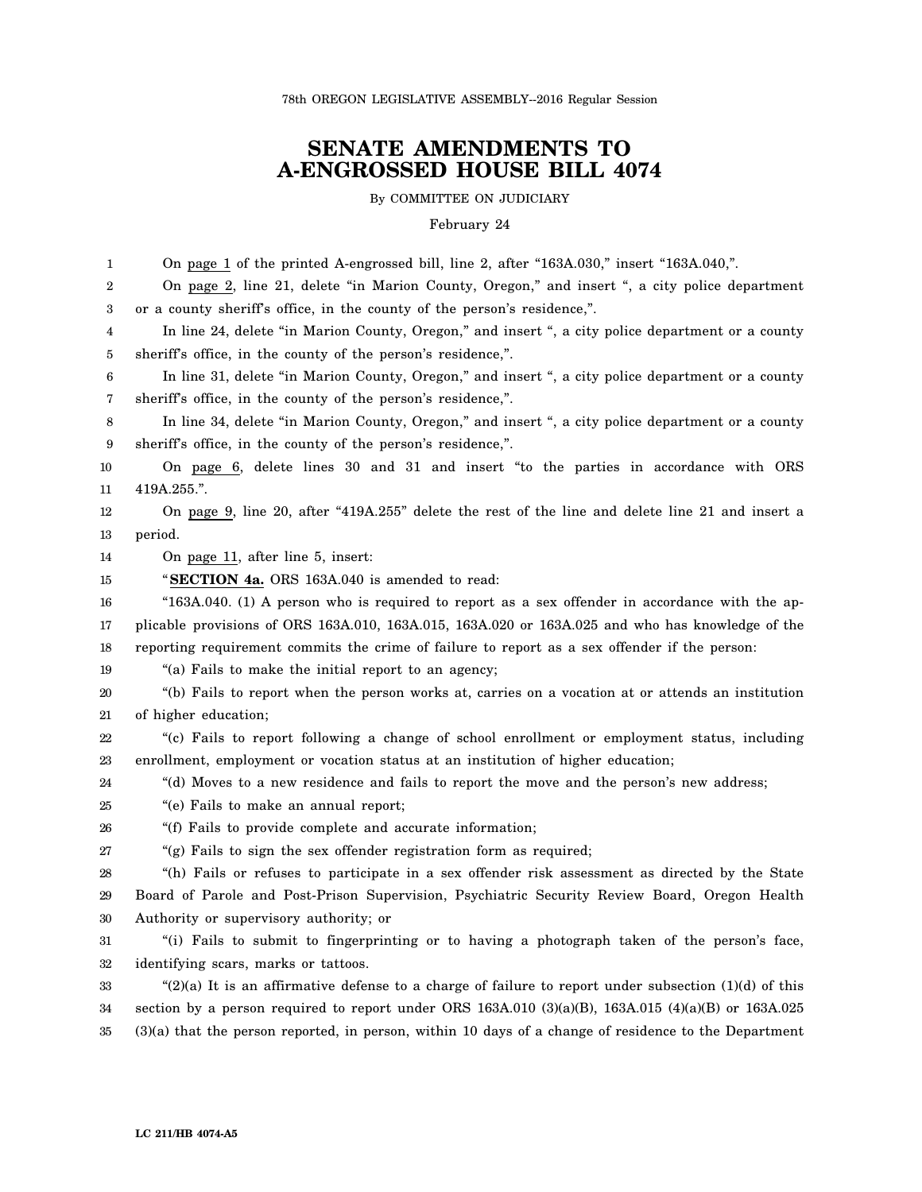78th OREGON LEGISLATIVE ASSEMBLY--2016 Regular Session

# SENATE AMENDMENTS TO A-ENGROSSED HOUSE BILL 4074

By COMMITTEE ON JUDICIARY

February 24

On page 1 of the printed A-engrossed bill, line 2, after "163A.030," insert "163A.040,".

On page 2, line 21, delete "in Marion County, Oregon," and insert ", a city police department or a county sheriff's office, in the county of the person's residence,".

In line 24, delete "in Marion County, Oregon," and insert ", a city police department or a county sheriff's office, in the county of the person's residence,".

In line 31, delete "in Marion County, Oregon," and insert ", a city police department or a county sheriff's office, in the county of the person's residence,".

In line 34, delete "in Marion County, Oregon," and insert ", a city police department or a county sheriff's office, in the county of the person's residence,".

On page 6, delete lines 30 and 31 and insert "to the parties in accordance with ORS 419A.255.".

On page 9, line 20, after "419A.255" delete the rest of the line and delete line 21 and insert a period.

On page 11, after line 5, insert:

"**SECTION 4a.** ORS 163A.040 is amended to read:

"163A.040. (1) A person who is required to report as a sex offender in accordance with the applicable provisions of ORS 163A.010, 163A.015, 163A.020 or 163A.025 and who has knowledge of the reporting requirement commits the crime of failure to report as a sex offender if the person:

"(a) Fails to make the initial report to an agency;

"(b) Fails to report when the person works at, carries on a vocation at or attends an institution of higher education;

"(c) Fails to report following a change of school enrollment or employment status, including enrollment, employment or vocation status at an institution of higher education;

"(d) Moves to a new residence and fails to report the move and the person's new address;

"(e) Fails to make an annual report;

"(f) Fails to provide complete and accurate information;

"(g) Fails to sign the sex offender registration form as required;

"(h) Fails or refuses to participate in a sex offender risk assessment as directed by the State Board of Parole and Post-Prison Supervision, Psychiatric Security Review Board, Oregon Health Authority or supervisory authority; or

"(i) Fails to submit to fingerprinting or to having a photograph taken of the person's face, identifying scars, marks or tattoos.

"(2)(a) It is an affirmative defense to a charge of failure to report under subsection (1)(d) of this section by a person required to report under ORS 163A.010 (3)(a)(B), 163A.015 (4)(a)(B) or 163A.025 (3)(a) that the person reported, in person, within 10 days of a change of residence to the Department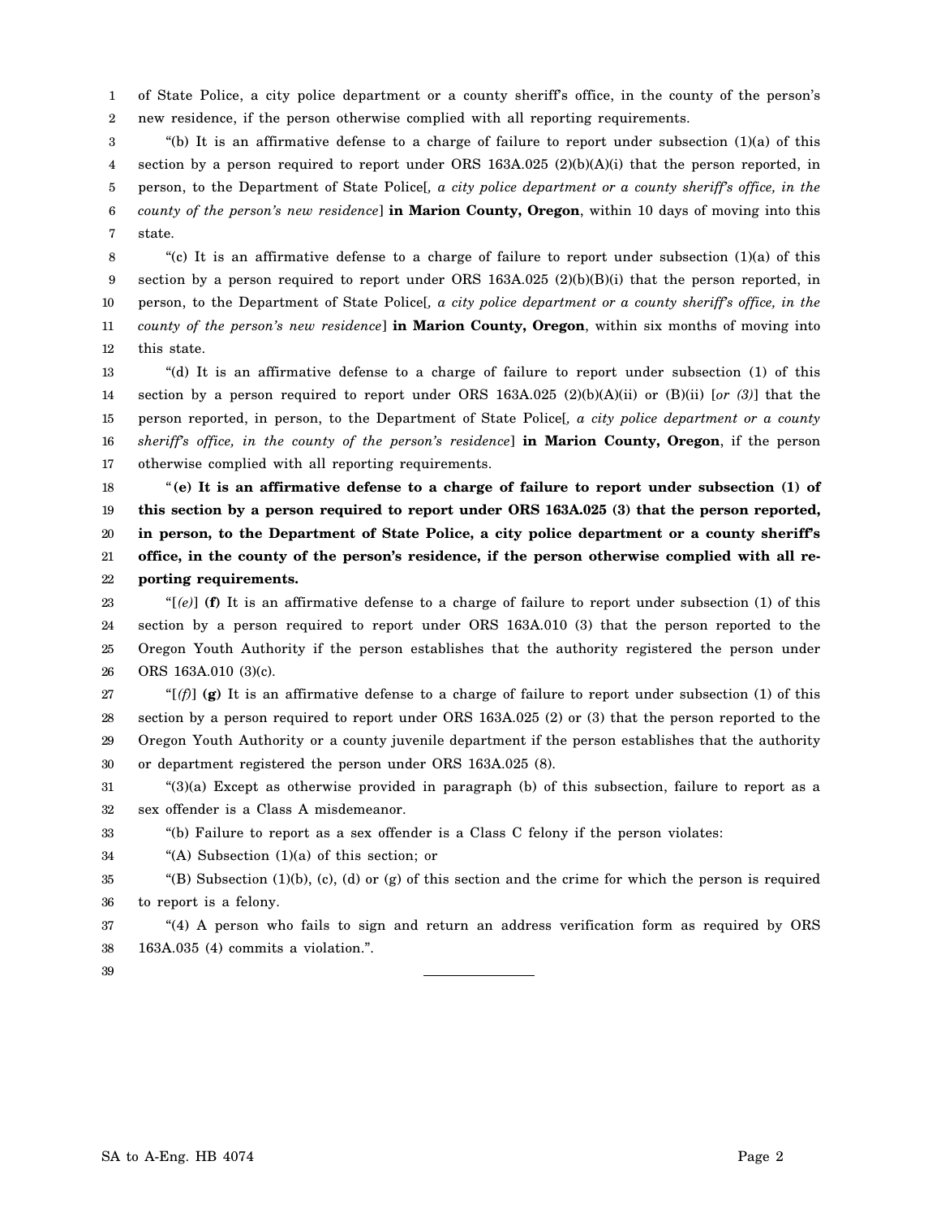of State Police, a city police department or a county sheriff's office, in the county of the person's new residence, if the person otherwise complied with all reporting requirements.

"(b) It is an affirmative defense to a charge of failure to report under subsection (1)(a) of this section by a person required to report under ORS 163A.025 (2)(b)(A)(i) that the person reported, in person, to the Department of State Police[*, a city police department or a county sheriff's office, in the county of the person's new residence*] **in Marion County, Oregon**, within 10 days of moving into this state.

"(c) It is an affirmative defense to a charge of failure to report under subsection (1)(a) of this section by a person required to report under ORS 163A.025 (2)(b)(B)(i) that the person reported, in person, to the Department of State Police[*, a city police department or a county sheriff's office, in the county of the person's new residence*] **in Marion County, Oregon**, within six months of moving into this state.

"(d) It is an affirmative defense to a charge of failure to report under subsection (1) of this section by a person required to report under ORS 163A.025 (2)(b)(A)(ii) or (B)(ii) [*or (3)*] that the person reported, in person, to the Department of State Police[*, a city police department or a county sheriff's office, in the county of the person's residence*] **in Marion County, Oregon**, if the person otherwise complied with all reporting requirements.

"**(e) It is an affirmative defense to a charge of failure to report under subsection (1) of this section by a person required to report under ORS 163A.025 (3) that the person reported, in person, to the Department of State Police, a city police department or a county sheriff's office, in the county of the person's residence, if the person otherwise complied with all reporting requirements.**

"[*(e)*] **(f)** It is an affirmative defense to a charge of failure to report under subsection (1) of this section by a person required to report under ORS 163A.010 (3) that the person reported to the Oregon Youth Authority if the person establishes that the authority registered the person under ORS 163A.010 (3)(c).

"[*(f)*] **(g)** It is an affirmative defense to a charge of failure to report under subsection (1) of this section by a person required to report under ORS 163A.025 (2) or (3) that the person reported to the Oregon Youth Authority or a county juvenile department if the person establishes that the authority or department registered the person under ORS 163A.025 (8).

"(3)(a) Except as otherwise provided in paragraph (b) of this subsection, failure to report as a sex offender is a Class A misdemeanor.

"(b) Failure to report as a sex offender is a Class C felony if the person violates:

"(A) Subsection (1)(a) of this section; or

"(B) Subsection (1)(b), (c), (d) or (g) of this section and the crime for which the person is required to report is a felony.

"(4) A person who fails to sign and return an address verification form as required by ORS 163A.035 (4) commits a violation.".